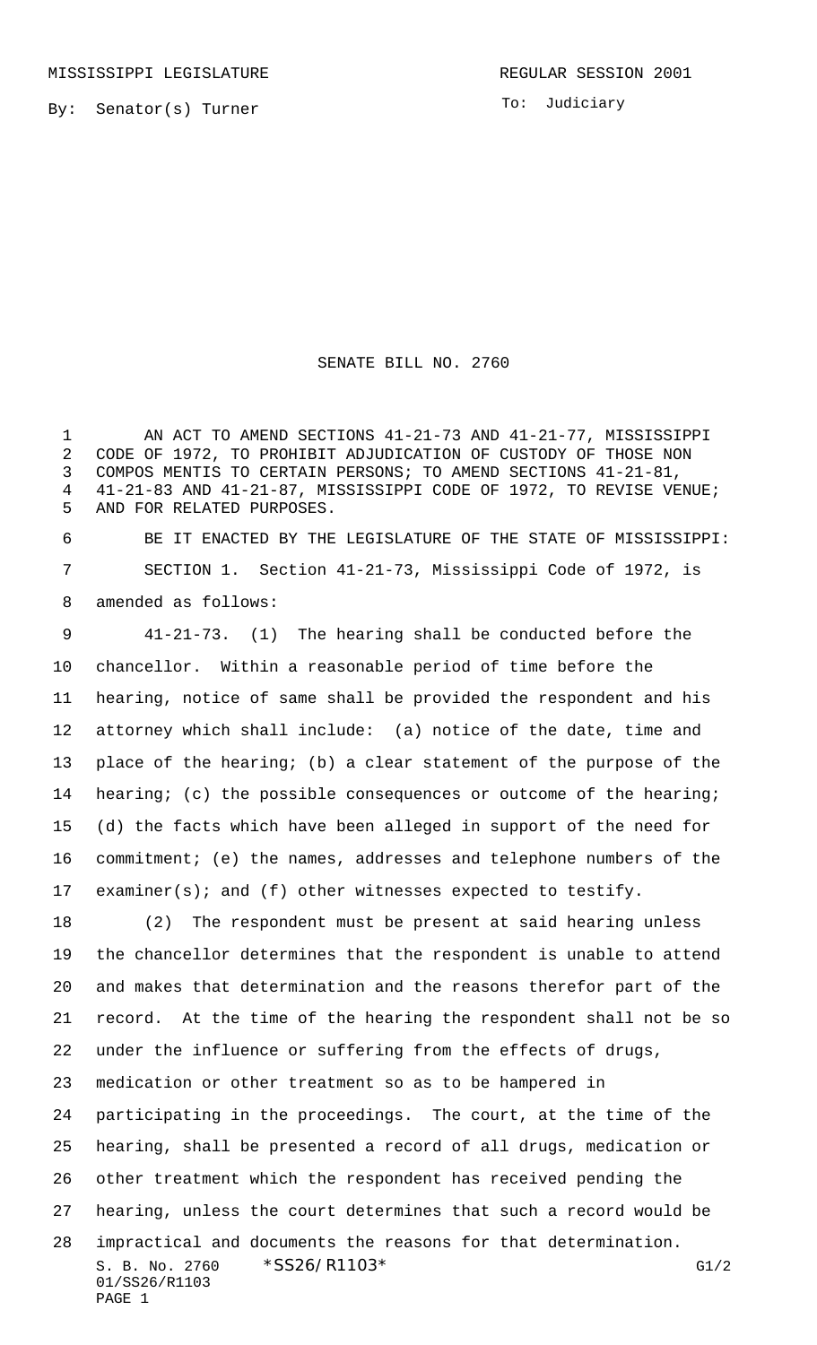MISSISSIPPI LEGISLATURE REGULAR SESSION 2001

By: Senator(s) Turner

To: Judiciary

# SENATE BILL NO. 2760

AN ACT TO AMEND SECTIONS 41-21-73 AND 41-21-77, MISSISSIPPI CODE OF 1972, TO PROHIBIT ADJUDICATION OF CUSTODY OF THOSE NON COMPOS MENTIS TO CERTAIN PERSONS; TO AMEND SECTIONS 41-21-81, 41-21-83 AND 41-21-87, MISSISSIPPI CODE OF 1972, TO REVISE VENUE; AND FOR RELATED PURPOSES.

BE IT ENACTED BY THE LEGISLATURE OF THE STATE OF MISSISSIPPI:

SECTION 1. Section 41-21-73, Mississippi Code of 1972, is amended as follows:

41-21-73. (1) The hearing shall be conducted before the chancellor. Within a reasonable period of time before the hearing, notice of same shall be provided the respondent and his attorney which shall include: (a) notice of the date, time and place of the hearing; (b) a clear statement of the purpose of the hearing; (c) the possible consequences or outcome of the hearing; (d) the facts which have been alleged in support of the need for commitment; (e) the names, addresses and telephone numbers of the examiner(s); and (f) other witnesses expected to testify.

(2) The respondent must be present at said hearing unless the chancellor determines that the respondent is unable to attend and makes that determination and the reasons therefor part of the record. At the time of the hearing the respondent shall not be so under the influence or suffering from the effects of drugs, medication or other treatment so as to be hampered in participating in the proceedings. The court, at the time of the hearing, shall be presented a record of all drugs, medication or other treatment which the respondent has received pending the hearing, unless the court determines that such a record would be impractical and documents the reasons for that determination.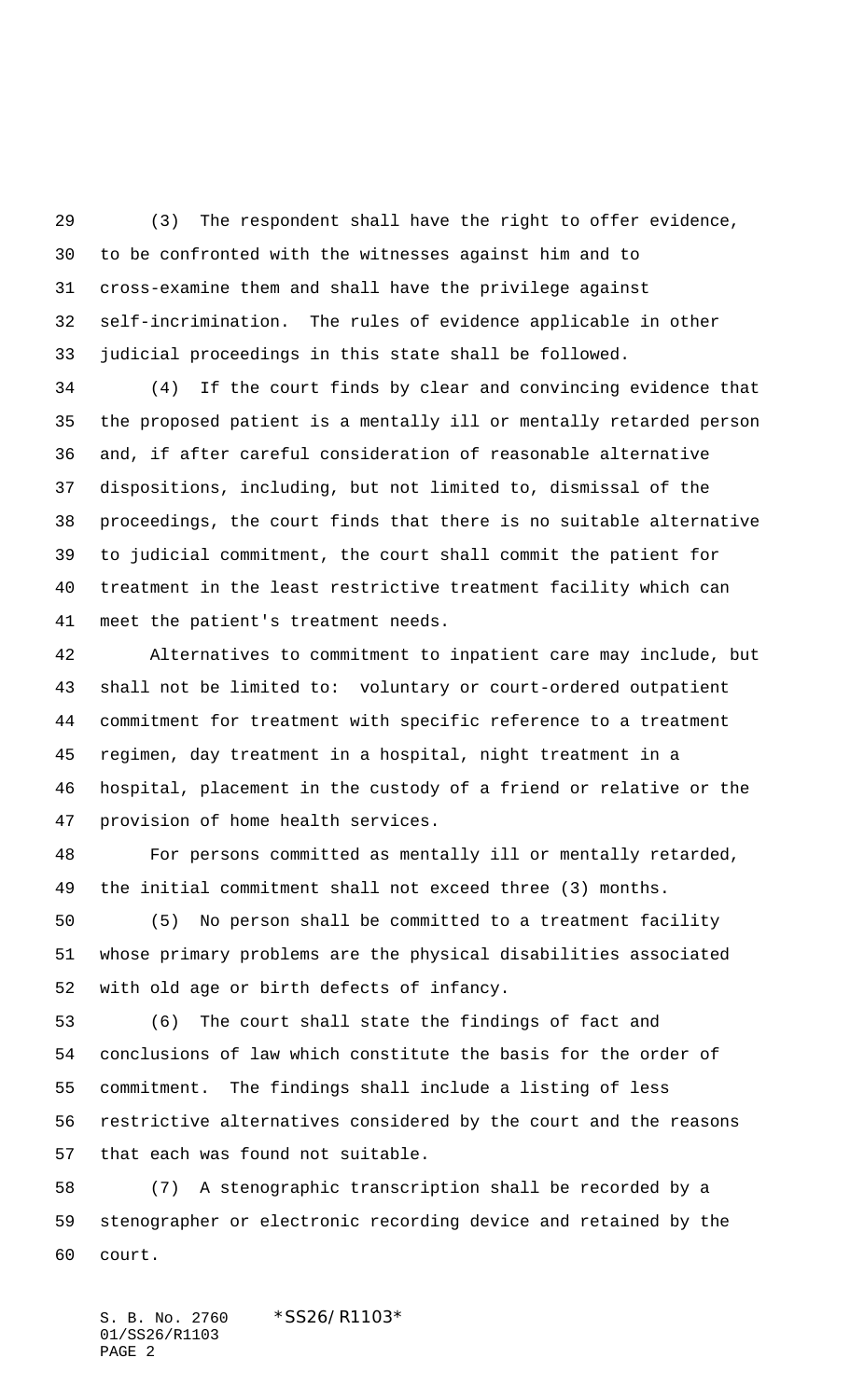(3) The respondent shall have the right to offer evidence, to be confronted with the witnesses against him and to cross-examine them and shall have the privilege against self-incrimination. The rules of evidence applicable in other judicial proceedings in this state shall be followed.

(4) If the court finds by clear and convincing evidence that the proposed patient is a mentally ill or mentally retarded person and, if after careful consideration of reasonable alternative dispositions, including, but not limited to, dismissal of the proceedings, the court finds that there is no suitable alternative to judicial commitment, the court shall commit the patient for treatment in the least restrictive treatment facility which can meet the patient's treatment needs.

Alternatives to commitment to inpatient care may include, but shall not be limited to: voluntary or court-ordered outpatient commitment for treatment with specific reference to a treatment regimen, day treatment in a hospital, night treatment in a hospital, placement in the custody of a friend or relative or the provision of home health services.

For persons committed as mentally ill or mentally retarded, the initial commitment shall not exceed three (3) months.

(5) No person shall be committed to a treatment facility whose primary problems are the physical disabilities associated with old age or birth defects of infancy.

(6) The court shall state the findings of fact and conclusions of law which constitute the basis for the order of commitment. The findings shall include a listing of less restrictive alternatives considered by the court and the reasons that each was found not suitable.

(7) A stenographic transcription shall be recorded by a stenographer or electronic recording device and retained by the court.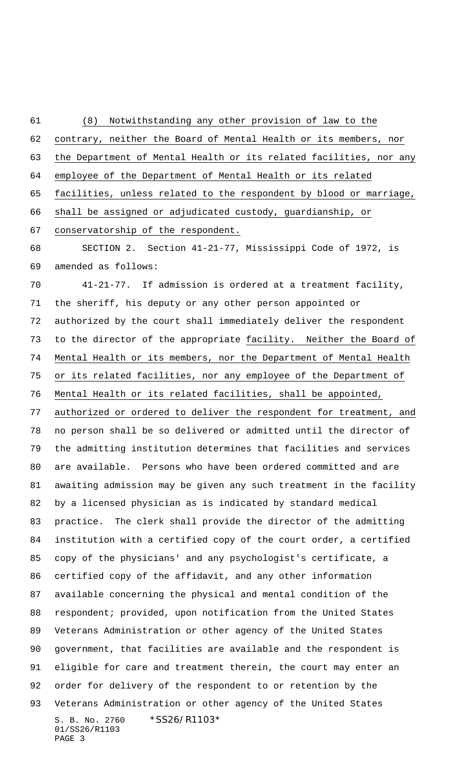(8) Notwithstanding any other provision of law to the contrary, neither the Board of Mental Health or its members, nor the Department of Mental Health or its related facilities, nor any employee of the Department of Mental Health or its related facilities, unless related to the respondent by blood or marriage, shall be assigned or adjudicated custody, guardianship, or conservatorship of the respondent.

SECTION 2. Section 41-21-77, Mississippi Code of 1972, is amended as follows:

41-21-77. If admission is ordered at a treatment facility, the sheriff, his deputy or any other person appointed or authorized by the court shall immediately deliver the respondent to the director of the appropriate facility. Neither the Board of Mental Health or its members, nor the Department of Mental Health or its related facilities, nor any employee of the Department of Mental Health or its related facilities, shall be appointed, authorized or ordered to deliver the respondent for treatment, and no person shall be so delivered or admitted until the director of the admitting institution determines that facilities and services are available. Persons who have been ordered committed and are awaiting admission may be given any such treatment in the facility by a licensed physician as is indicated by standard medical practice. The clerk shall provide the director of the admitting institution with a certified copy of the court order, a certified copy of the physicians' and any psychologist's certificate, a certified copy of the affidavit, and any other information available concerning the physical and mental condition of the respondent; provided, upon notification from the United States Veterans Administration or other agency of the United States government, that facilities are available and the respondent is eligible for care and treatment therein, the court may enter an order for delivery of the respondent to or retention by the Veterans Administration or other agency of the United States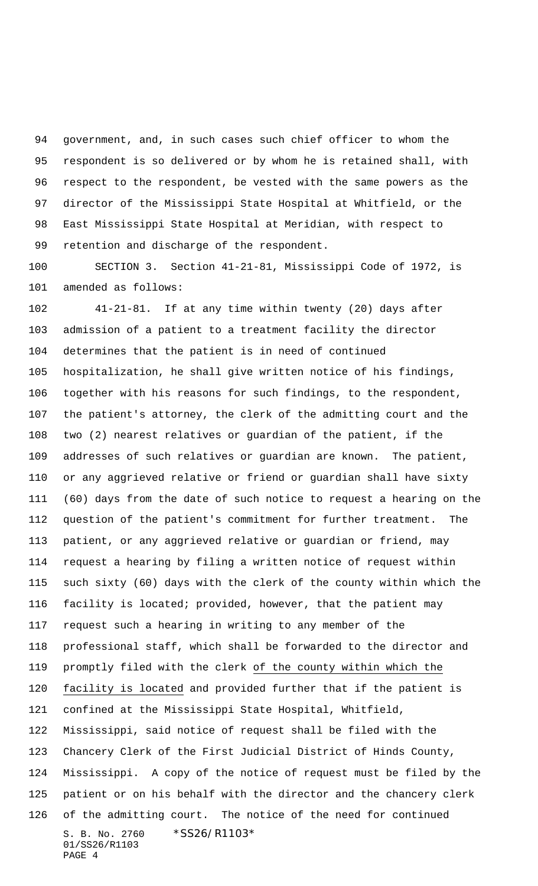government, and, in such cases such chief officer to whom the respondent is so delivered or by whom he is retained shall, with respect to the respondent, be vested with the same powers as the director of the Mississippi State Hospital at Whitfield, or the East Mississippi State Hospital at Meridian, with respect to retention and discharge of the respondent.

SECTION 3. Section 41-21-81, Mississippi Code of 1972, is amended as follows:

41-21-81. If at any time within twenty (20) days after admission of a patient to a treatment facility the director determines that the patient is in need of continued hospitalization, he shall give written notice of his findings, together with his reasons for such findings, to the respondent, the patient's attorney, the clerk of the admitting court and the two (2) nearest relatives or guardian of the patient, if the addresses of such relatives or guardian are known. The patient, or any aggrieved relative or friend or guardian shall have sixty (60) days from the date of such notice to request a hearing on the question of the patient's commitment for further treatment. The patient, or any aggrieved relative or guardian or friend, may request a hearing by filing a written notice of request within such sixty (60) days with the clerk of the county within which the facility is located; provided, however, that the patient may request such a hearing in writing to any member of the professional staff, which shall be forwarded to the director and promptly filed with the clerk <u>of the county within which the facility is located</u> and provided further that if the patient is confined at the Mississippi State Hospital, Whitfield, Mississippi, said notice of request shall be filed with the Chancery Clerk of the First Judicial District of Hinds County, Mississippi. A copy of the notice of request must be filed by the patient or on his behalf with the director and the chancery clerk of the admitting court. The notice of the need for continued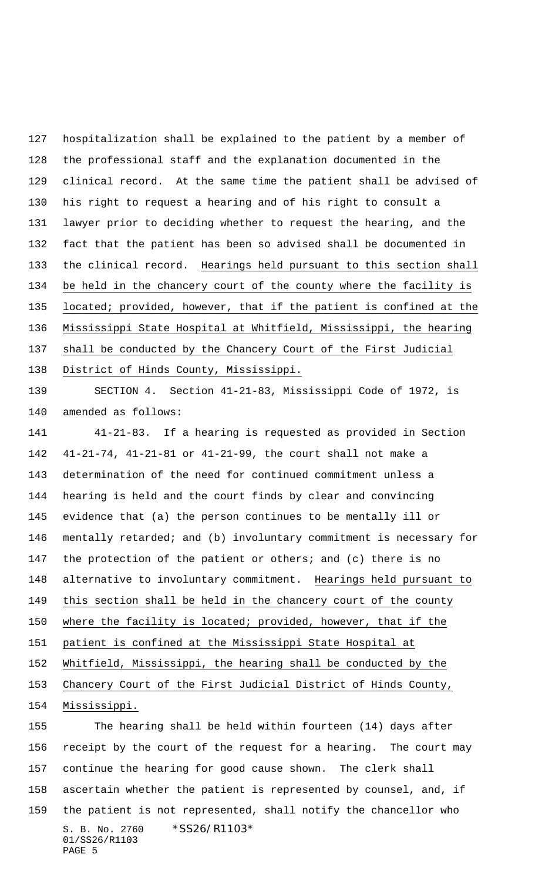hospitalization shall be explained to the patient by a member of the professional staff and the explanation documented in the clinical record. At the same time the patient shall be advised of his right to request a hearing and of his right to consult a lawyer prior to deciding whether to request the hearing, and the fact that the patient has been so advised shall be documented in the clinical record. <u>Hearings held pursuant to this section shall be held in the chancery court of the county where the facility is located; provided, however, that if the patient is confined at the Mississippi State Hospital at Whitfield, Mississippi, the hearing shall be conducted by the Chancery Court of the First Judicial District of Hinds County, Mississippi.</u>

SECTION 4. Section 41-21-83, Mississippi Code of 1972, is amended as follows:

41-21-83. If a hearing is requested as provided in Section 41-21-74, 41-21-81 or 41-21-99, the court shall not make a determination of the need for continued commitment unless a hearing is held and the court finds by clear and convincing evidence that (a) the person continues to be mentally ill or mentally retarded; and (b) involuntary commitment is necessary for the protection of the patient or others; and (c) there is no alternative to involuntary commitment. <u>Hearings held pursuant to this section shall be held in the chancery court of the county where the facility is located; provided, however, that if the patient is confined at the Mississippi State Hospital at Whitfield, Mississippi, the hearing shall be conducted by the Chancery Court of the First Judicial District of Hinds County, Mississippi.</u>

The hearing shall be held within fourteen (14) days after receipt by the court of the request for a hearing. The court may continue the hearing for good cause shown. The clerk shall ascertain whether the patient is represented by counsel, and, if the patient is not represented, shall notify the chancellor who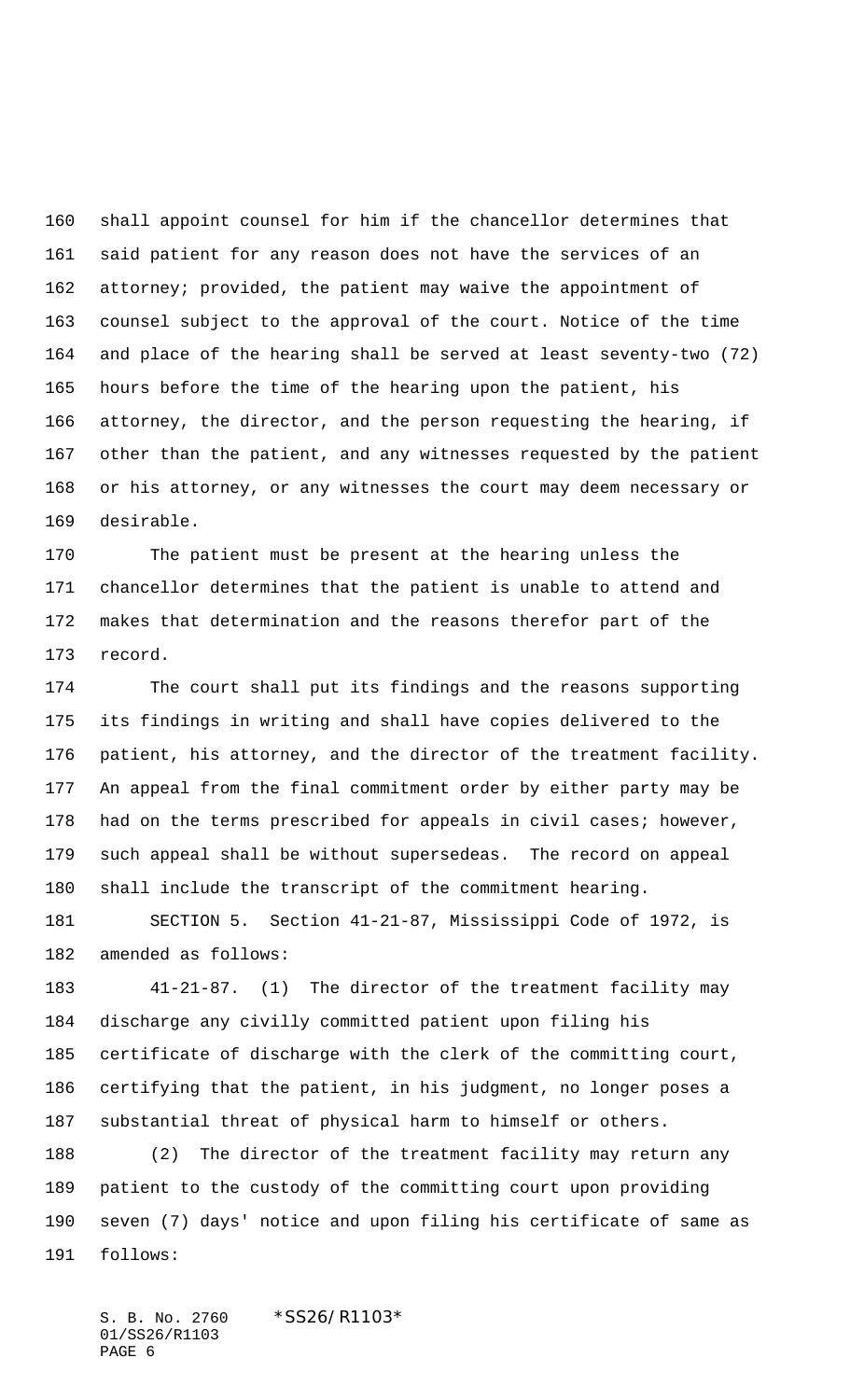shall appoint counsel for him if the chancellor determines that said patient for any reason does not have the services of an attorney; provided, the patient may waive the appointment of counsel subject to the approval of the court. Notice of the time and place of the hearing shall be served at least seventy-two (72) hours before the time of the hearing upon the patient, his attorney, the director, and the person requesting the hearing, if other than the patient, and any witnesses requested by the patient or his attorney, or any witnesses the court may deem necessary or desirable.

The patient must be present at the hearing unless the chancellor determines that the patient is unable to attend and makes that determination and the reasons therefor part of the record.

The court shall put its findings and the reasons supporting its findings in writing and shall have copies delivered to the patient, his attorney, and the director of the treatment facility. An appeal from the final commitment order by either party may be had on the terms prescribed for appeals in civil cases; however, such appeal shall be without supersedeas. The record on appeal shall include the transcript of the commitment hearing.

SECTION 5. Section 41-21-87, Mississippi Code of 1972, is amended as follows:

41-21-87. (1) The director of the treatment facility may discharge any civilly committed patient upon filing his certificate of discharge with the clerk of the committing court, certifying that the patient, in his judgment, no longer poses a substantial threat of physical harm to himself or others.

(2) The director of the treatment facility may return any patient to the custody of the committing court upon providing seven (7) days' notice and upon filing his certificate of same as follows: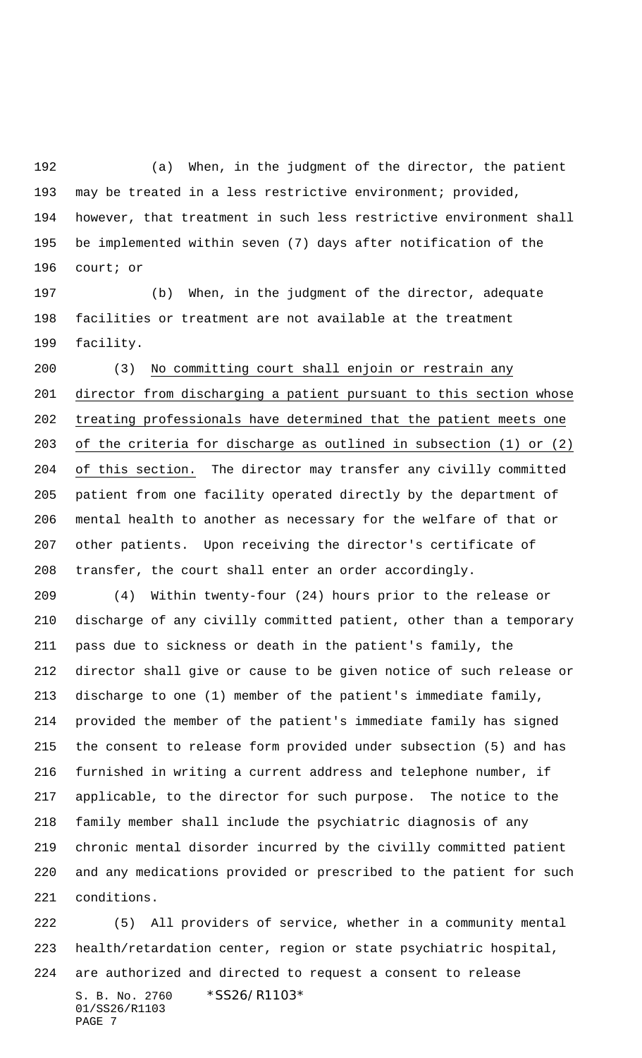(a) When, in the judgment of the director, the patient may be treated in a less restrictive environment; provided, however, that treatment in such less restrictive environment shall be implemented within seven (7) days after notification of the court; or

(b) When, in the judgment of the director, adequate facilities or treatment are not available at the treatment facility.

(3) <u>No committing court shall enjoin or restrain any director from discharging a patient pursuant to this section whose treating professionals have determined that the patient meets one of the criteria for discharge as outlined in subsection (1) or (2) of this section.</u> The director may transfer any civilly committed patient from one facility operated directly by the department of mental health to another as necessary for the welfare of that or other patients. Upon receiving the director's certificate of transfer, the court shall enter an order accordingly.

(4) Within twenty-four (24) hours prior to the release or discharge of any civilly committed patient, other than a temporary pass due to sickness or death in the patient's family, the director shall give or cause to be given notice of such release or discharge to one (1) member of the patient's immediate family, provided the member of the patient's immediate family has signed the consent to release form provided under subsection (5) and has furnished in writing a current address and telephone number, if applicable, to the director for such purpose. The notice to the family member shall include the psychiatric diagnosis of any chronic mental disorder incurred by the civilly committed patient and any medications provided or prescribed to the patient for such conditions.

(5) All providers of service, whether in a community mental health/retardation center, region or state psychiatric hospital, are authorized and directed to request a consent to release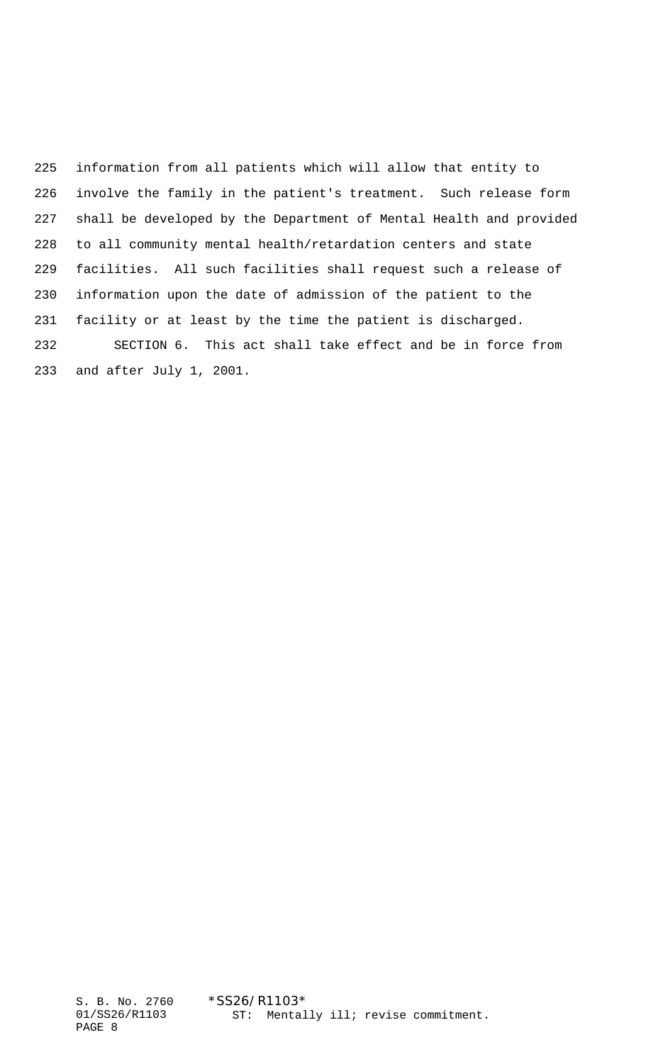information from all patients which will allow that entity to involve the family in the patient's treatment. Such release form shall be developed by the Department of Mental Health and provided to all community mental health/retardation centers and state facilities. All such facilities shall request such a release of information upon the date of admission of the patient to the facility or at least by the time the patient is discharged.

SECTION 6. This act shall take effect and be in force from and after July 1, 2001.